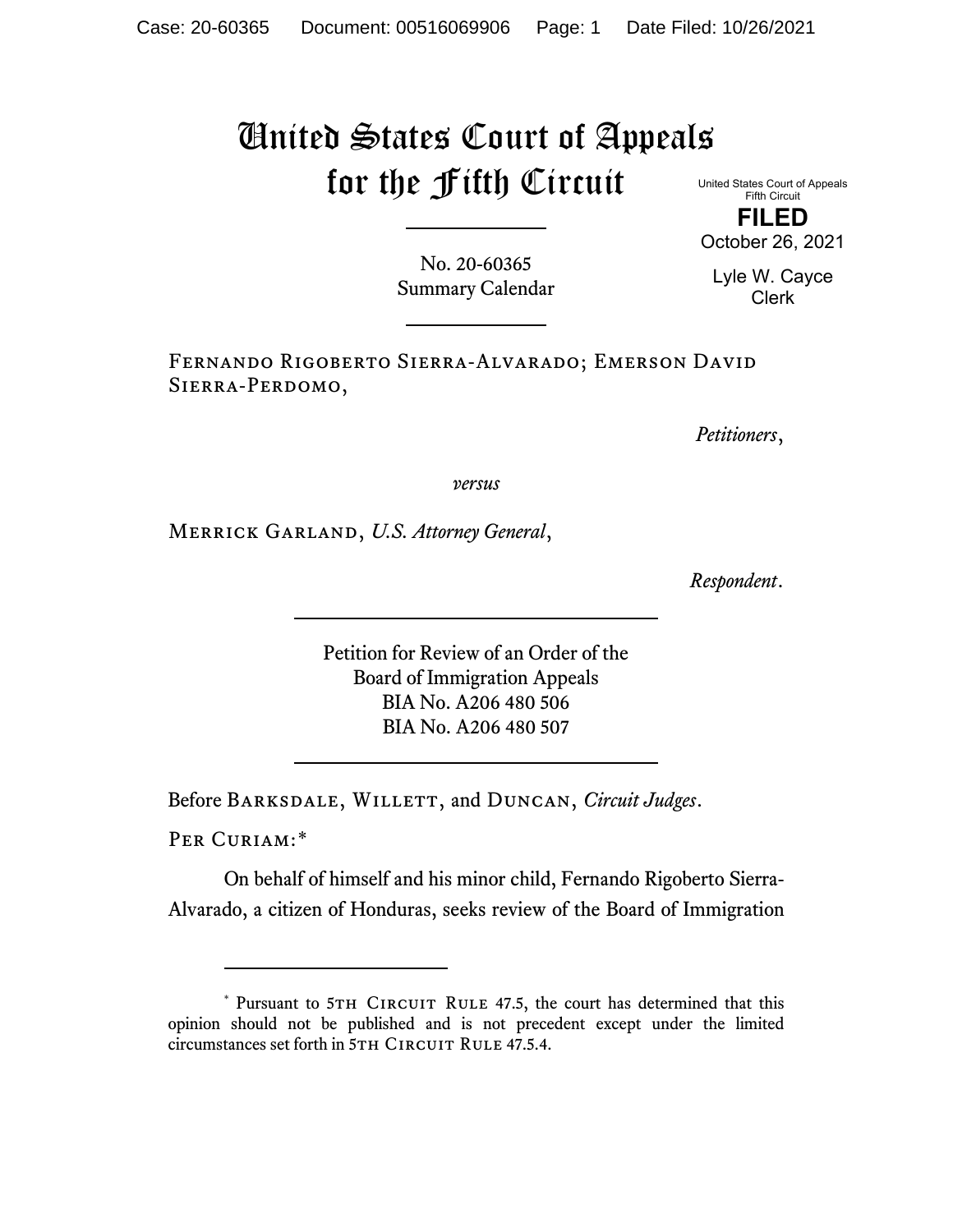# United States Court of Appeals for the Fifth Circuit

United States Court of Appeals
Fifth Circuit

**FILED**

October 26, 2021

Lyle W. Cayce
Clerk

No. 20-60365
Summary Calendar

Fernando Rigoberto Sierra-Alvarado; Emerson David Sierra-Perdomo,

*Petitioners*,

*versus*

Merrick Garland, *U.S. Attorney General*,

*Respondent*.

Petition for Review of an Order of the
Board of Immigration Appeals
BIA No. A206 480 506
BIA No. A206 480 507

Before Barksdale, Willett, and Duncan, *Circuit Judges*.

Per Curiam:*

On behalf of himself and his minor child, Fernando Rigoberto Sierra-Alvarado, a citizen of Honduras, seeks review of the Board of Immigration

---

* Pursuant to 5th Circuit Rule 47.5, the court has determined that this opinion should not be published and is not precedent except under the limited circumstances set forth in 5th Circuit Rule 47.5.4.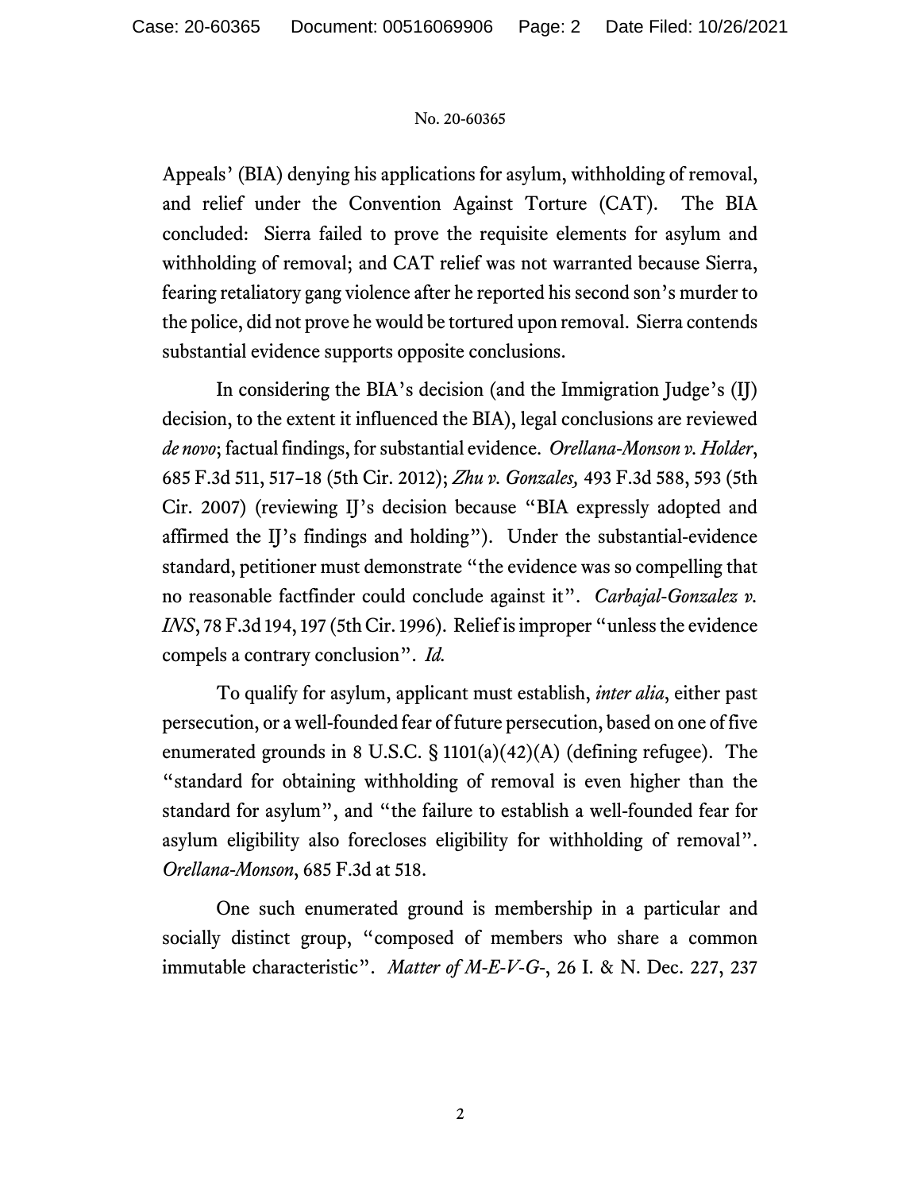Appeals' (BIA) denying his applications for asylum, withholding of removal, and relief under the Convention Against Torture (CAT). The BIA concluded: Sierra failed to prove the requisite elements for asylum and withholding of removal; and CAT relief was not warranted because Sierra, fearing retaliatory gang violence after he reported his second son's murder to the police, did not prove he would be tortured upon removal. Sierra contends substantial evidence supports opposite conclusions.

In considering the BIA's decision (and the Immigration Judge's (IJ) decision, to the extent it influenced the BIA), legal conclusions are reviewed *de novo*; factual findings, for substantial evidence. *Orellana-Monson v. Holder*, 685 F.3d 511, 517–18 (5th Cir. 2012); *Zhu v. Gonzales,* 493 F.3d 588, 593 (5th Cir. 2007) (reviewing IJ's decision because "BIA expressly adopted and affirmed the IJ's findings and holding"). Under the substantial-evidence standard, petitioner must demonstrate "the evidence was so compelling that no reasonable factfinder could conclude against it". *Carbajal-Gonzalez v. INS*, 78 F.3d 194, 197 (5th Cir. 1996). Relief is improper "unless the evidence compels a contrary conclusion". *Id.*

To qualify for asylum, applicant must establish, *inter alia*, either past persecution, or a well-founded fear of future persecution, based on one of five enumerated grounds in 8 U.S.C. § 1101(a)(42)(A) (defining refugee). The "standard for obtaining withholding of removal is even higher than the standard for asylum", and "the failure to establish a well-founded fear for asylum eligibility also forecloses eligibility for withholding of removal". *Orellana-Monson*, 685 F.3d at 518.

One such enumerated ground is membership in a particular and socially distinct group, "composed of members who share a common immutable characteristic". *Matter of M-E-V-G-*, 26 I. & N. Dec. 227, 237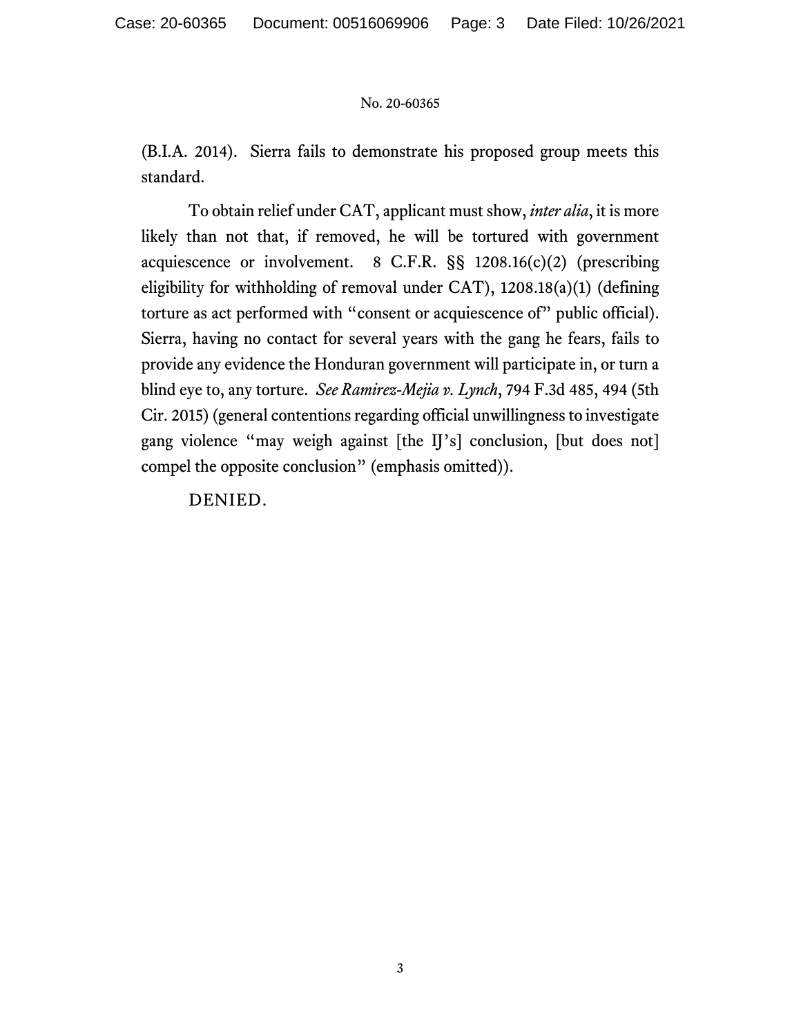(B.I.A. 2014). Sierra fails to demonstrate his proposed group meets this standard.

To obtain relief under CAT, applicant must show, *inter alia*, it is more likely than not that, if removed, he will be tortured with government acquiescence or involvement. 8 C.F.R. §§ 1208.16(c)(2) (prescribing eligibility for withholding of removal under CAT), 1208.18(a)(1) (defining torture as act performed with "consent or acquiescence of" public official). Sierra, having no contact for several years with the gang he fears, fails to provide any evidence the Honduran government will participate in, or turn a blind eye to, any torture. *See Ramirez-Mejia v. Lynch*, 794 F.3d 485, 494 (5th Cir. 2015) (general contentions regarding official unwillingness to investigate gang violence "may weigh against [the IJ's] conclusion, [but does not] compel the opposite conclusion" (emphasis omitted)).

DENIED.